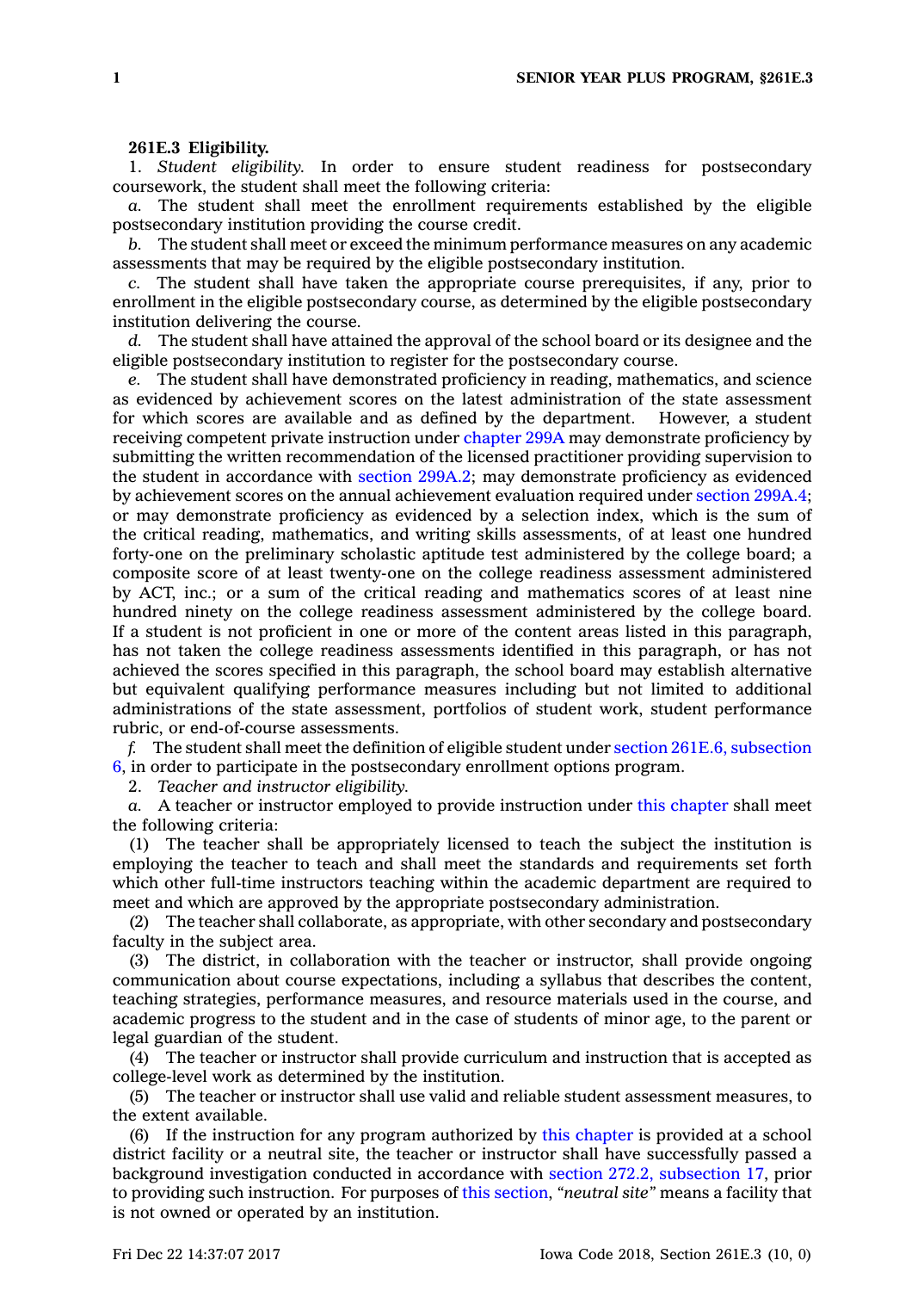**261E.3 Eligibility.**

1. *Student eligibility.* In order to ensure student readiness for postsecondary coursework, the student shall meet the following criteria:

*a.* The student shall meet the enrollment requirements established by the eligible postsecondary institution providing the course credit.

*b.* The student shall meet or exceed the minimum performance measures on any academic assessments that may be required by the eligible postsecondary institution.

*c.* The student shall have taken the appropriate course prerequisites, if any, prior to enrollment in the eligible postsecondary course, as determined by the eligible postsecondary institution delivering the course.

*d.* The student shall have attained the approval of the school board or its designee and the eligible postsecondary institution to register for the postsecondary course.

*e.* The student shall have demonstrated proficiency in reading, mathematics, and science as evidenced by achievement scores on the latest administration of the state assessment for which scores are available and as defined by the department. However, a student receiving competent private instruction under chapter 299A may demonstrate proficiency by submitting the written recommendation of the licensed practitioner providing supervision to the student in accordance with section 299A.2; may demonstrate proficiency as evidenced by achievement scores on the annual achievement evaluation required under section 299A.4; or may demonstrate proficiency as evidenced by a selection index, which is the sum of the critical reading, mathematics, and writing skills assessments, of at least one hundred forty-one on the preliminary scholastic aptitude test administered by the college board; a composite score of at least twenty-one on the college readiness assessment administered by ACT, inc.; or a sum of the critical reading and mathematics scores of at least nine hundred ninety on the college readiness assessment administered by the college board. If a student is not proficient in one or more of the content areas listed in this paragraph, has not taken the college readiness assessments identified in this paragraph, or has not achieved the scores specified in this paragraph, the school board may establish alternative but equivalent qualifying performance measures including but not limited to additional administrations of the state assessment, portfolios of student work, student performance rubric, or end-of-course assessments.

*f.* The student shall meet the definition of eligible student under section 261E.6, subsection 6, in order to participate in the postsecondary enrollment options program.

2. *Teacher and instructor eligibility.*

*a.* A teacher or instructor employed to provide instruction under this chapter shall meet the following criteria:

(1) The teacher shall be appropriately licensed to teach the subject the institution is employing the teacher to teach and shall meet the standards and requirements set forth which other full-time instructors teaching within the academic department are required to meet and which are approved by the appropriate postsecondary administration.

(2) The teacher shall collaborate, as appropriate, with other secondary and postsecondary faculty in the subject area.

(3) The district, in collaboration with the teacher or instructor, shall provide ongoing communication about course expectations, including a syllabus that describes the content, teaching strategies, performance measures, and resource materials used in the course, and academic progress to the student and in the case of students of minor age, to the parent or legal guardian of the student.

(4) The teacher or instructor shall provide curriculum and instruction that is accepted as college-level work as determined by the institution.

(5) The teacher or instructor shall use valid and reliable student assessment measures, to the extent available.

(6) If the instruction for any program authorized by this chapter is provided at a school district facility or a neutral site, the teacher or instructor shall have successfully passed a background investigation conducted in accordance with section 272.2, subsection 17, prior to providing such instruction. For purposes of this section, *"neutral site"* means a facility that is not owned or operated by an institution.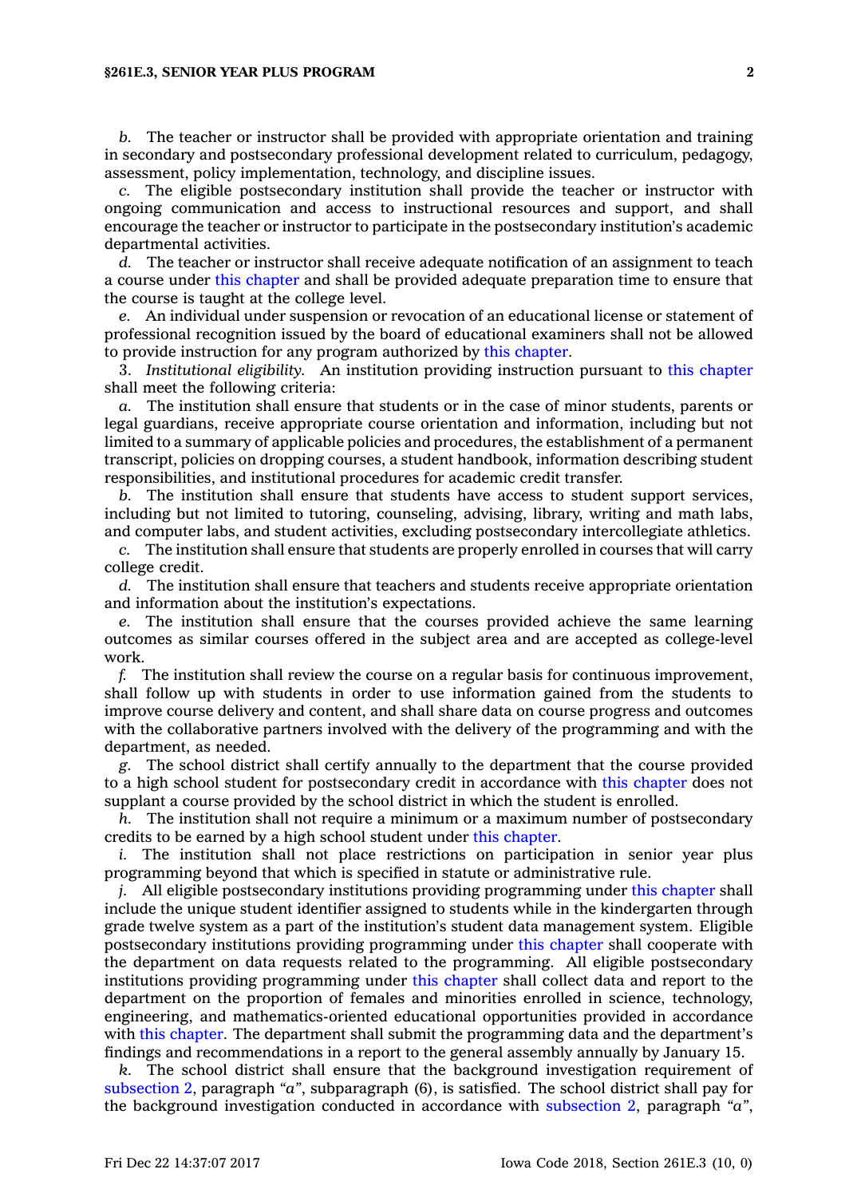*b.* The teacher or instructor shall be provided with appropriate orientation and training in secondary and postsecondary professional development related to curriculum, pedagogy, assessment, policy implementation, technology, and discipline issues.

*c.* The eligible postsecondary institution shall provide the teacher or instructor with ongoing communication and access to instructional resources and support, and shall encourage the teacher or instructor to participate in the postsecondary institution's academic departmental activities.

*d.* The teacher or instructor shall receive adequate notification of an assignment to teach a course under this chapter and shall be provided adequate preparation time to ensure that the course is taught at the college level.

*e.* An individual under suspension or revocation of an educational license or statement of professional recognition issued by the board of educational examiners shall not be allowed to provide instruction for any program authorized by this chapter.

3. *Institutional eligibility.* An institution providing instruction pursuant to this chapter shall meet the following criteria:

*a.* The institution shall ensure that students or in the case of minor students, parents or legal guardians, receive appropriate course orientation and information, including but not limited to a summary of applicable policies and procedures, the establishment of a permanent transcript, policies on dropping courses, a student handbook, information describing student responsibilities, and institutional procedures for academic credit transfer.

*b.* The institution shall ensure that students have access to student support services, including but not limited to tutoring, counseling, advising, library, writing and math labs, and computer labs, and student activities, excluding postsecondary intercollegiate athletics.

*c.* The institution shall ensure that students are properly enrolled in courses that will carry college credit.

*d.* The institution shall ensure that teachers and students receive appropriate orientation and information about the institution's expectations.

*e.* The institution shall ensure that the courses provided achieve the same learning outcomes as similar courses offered in the subject area and are accepted as college-level work.

*f.* The institution shall review the course on a regular basis for continuous improvement, shall follow up with students in order to use information gained from the students to improve course delivery and content, and shall share data on course progress and outcomes with the collaborative partners involved with the delivery of the programming and with the department, as needed.

*g.* The school district shall certify annually to the department that the course provided to a high school student for postsecondary credit in accordance with this chapter does not supplant a course provided by the school district in which the student is enrolled.

*h.* The institution shall not require a minimum or a maximum number of postsecondary credits to be earned by a high school student under this chapter.

*i.* The institution shall not place restrictions on participation in senior year plus programming beyond that which is specified in statute or administrative rule.

*j.* All eligible postsecondary institutions providing programming under this chapter shall include the unique student identifier assigned to students while in the kindergarten through grade twelve system as a part of the institution's student data management system. Eligible postsecondary institutions providing programming under this chapter shall cooperate with the department on data requests related to the programming. All eligible postsecondary institutions providing programming under this chapter shall collect data and report to the department on the proportion of females and minorities enrolled in science, technology, engineering, and mathematics-oriented educational opportunities provided in accordance with this chapter. The department shall submit the programming data and the department's findings and recommendations in a report to the general assembly annually by January 15.

*k.* The school district shall ensure that the background investigation requirement of subsection 2, paragraph "*a*", subparagraph (6), is satisfied. The school district shall pay for the background investigation conducted in accordance with subsection 2, paragraph "*a*",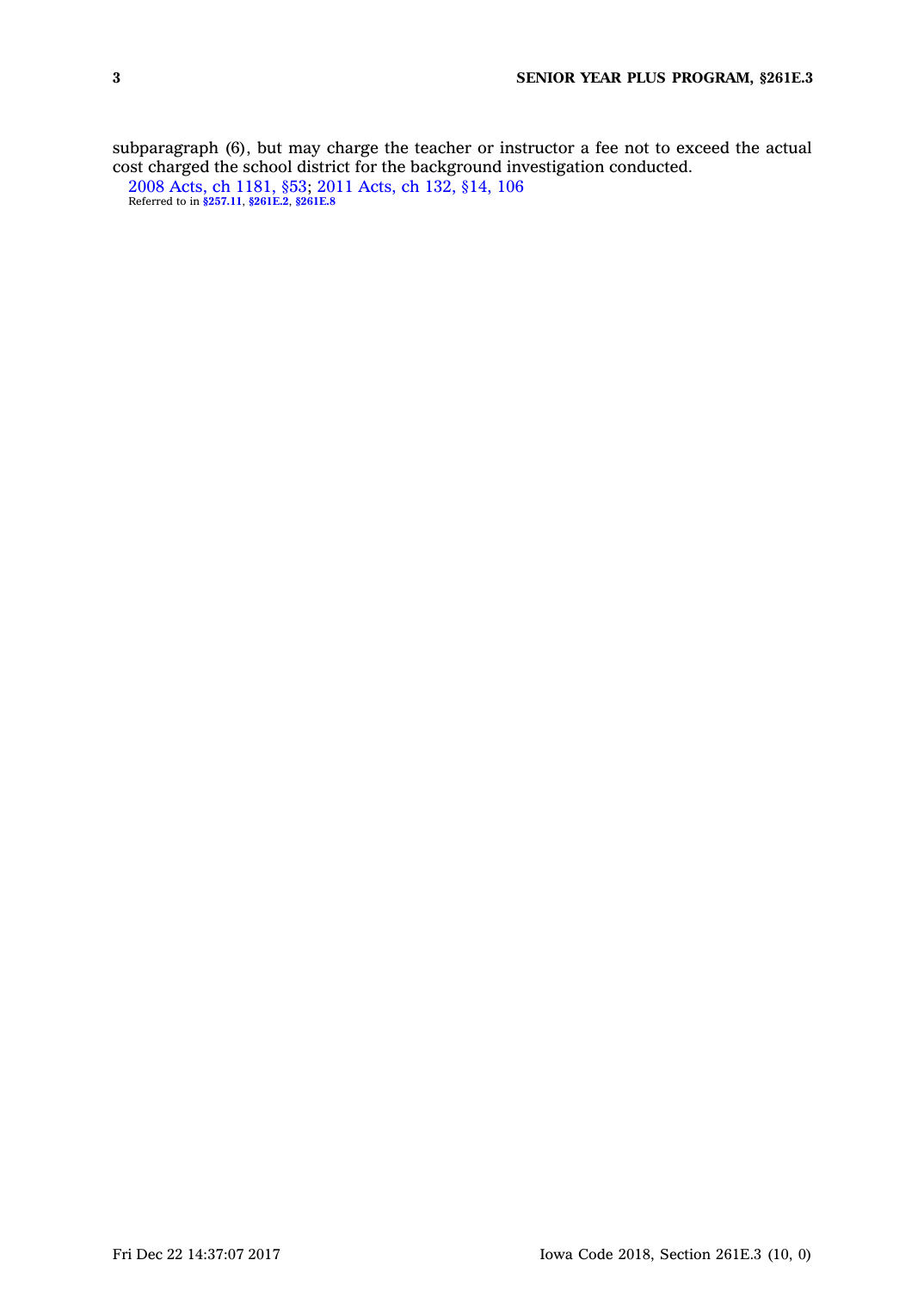subparagraph (6), but may charge the teacher or instructor a fee not to exceed the actual cost charged the school district for the background investigation conducted.

2008 Acts, ch 1181, §53; 2011 Acts, ch 132, §14, 106

Referred to in §257.11, §261E.2, §261E.8